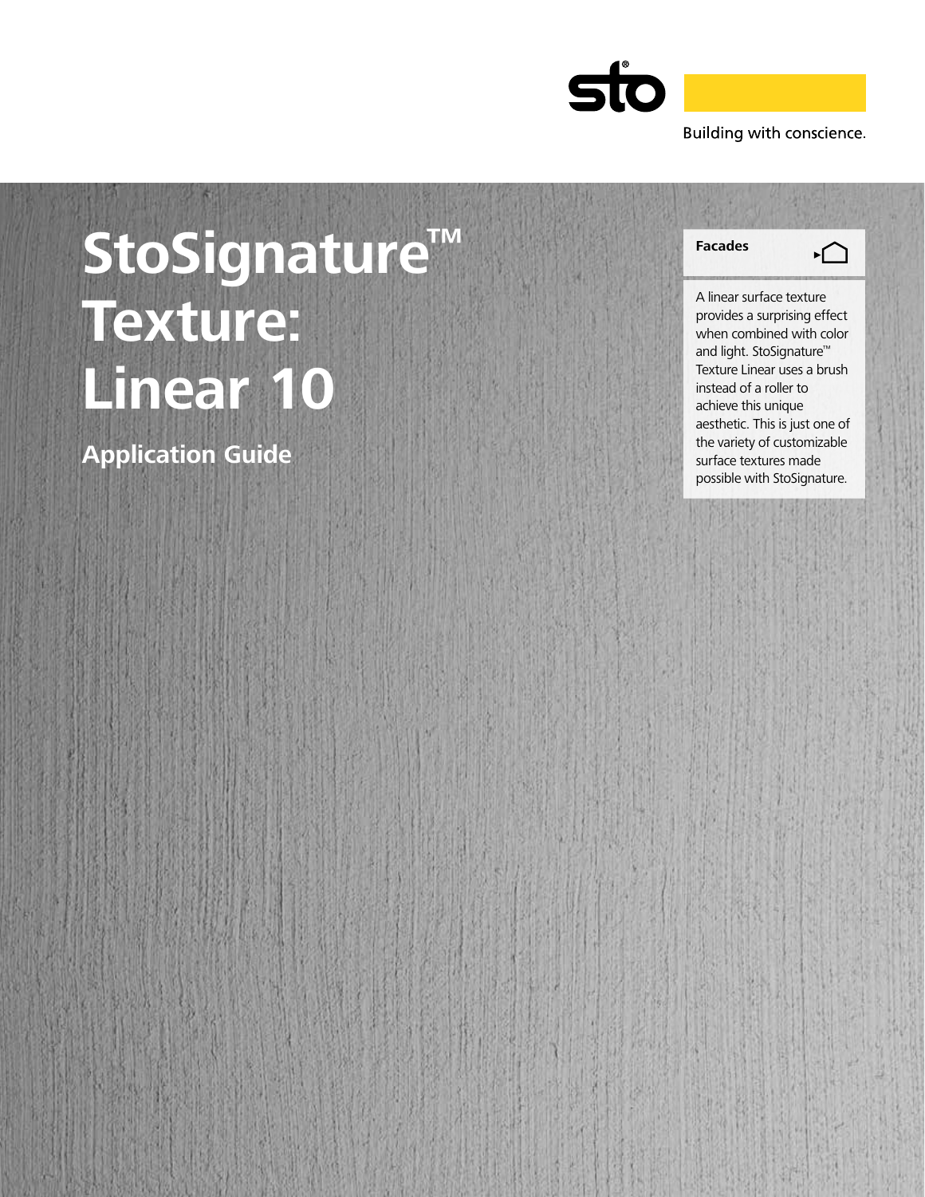sto

Building with conscience.

# StoSignature™ Texture: Linear 10

## Application Guide

**Facades**

A linear surface texture provides a surprising effect when combined with color and light. StoSignature™ Texture Linear uses a brush instead of a roller to achieve this unique aesthetic. This is just one of the variety of customizable surface textures made possible with StoSignature.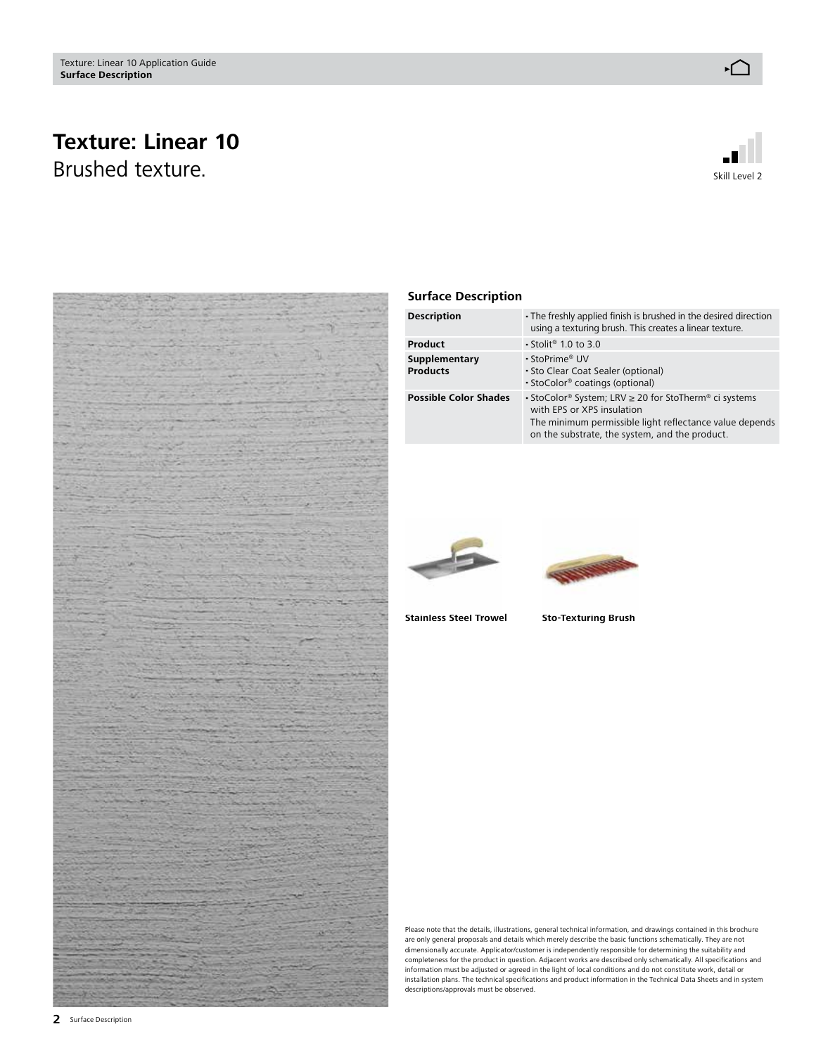# Texture: Linear 10

Brushed texture.

Skill Level 2

## Surface Description

| Description | • The freshly applied finish is brushed in the desired direction using a texturing brush. This creates a linear texture. |
| --- | --- |
| Product | • Stolit® 1.0 to 3.0 |
| Supplementary Products | • StoPrime® UV<br>• Sto Clear Coat Sealer (optional)<br>• StoColor® coatings (optional) |
| Possible Color Shades | • StoColor® System; LRV ≥ 20 for StoTherm® ci systems with EPS or XPS insulation<br>The minimum permissible light reflectance value depends on the substrate, the system, and the product. |

**Stainless Steel Trowel**

**Sto-Texturing Brush**

Please note that the details, illustrations, general technical information, and drawings contained in this brochure are only general proposals and details which merely describe the basic functions schematically. They are not dimensionally accurate. Applicator/customer is independently responsible for determining the suitability and completeness for the product in question. Adjacent works are described only schematically. All specifications and information must be adjusted or agreed in the light of local conditions and do not constitute work, detail or installation plans. The technical specifications and product information in the Technical Data Sheets and in system descriptions/approvals must be observed.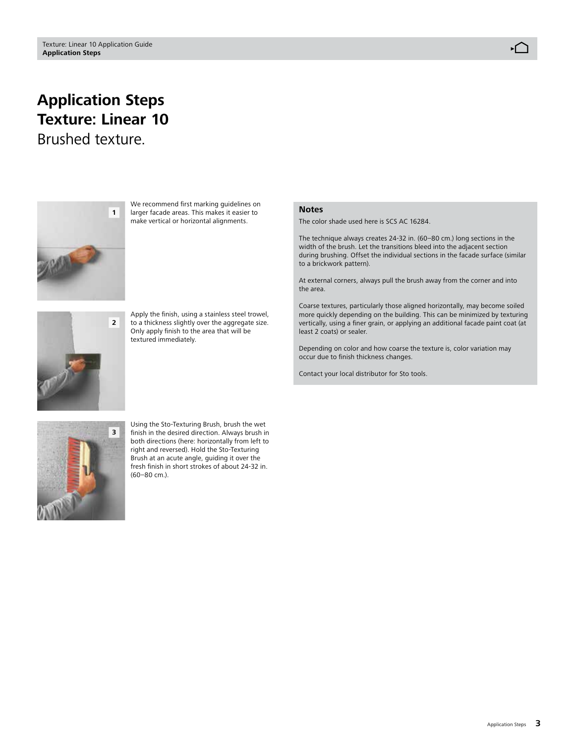# Application Steps
# Texture: Linear 10

Brushed texture.

1. We recommend first marking guidelines on larger facade areas. This makes it easier to make vertical or horizontal alignments.

2. Apply the finish, using a stainless steel trowel, to a thickness slightly over the aggregate size. Only apply finish to the area that will be textured immediately.

3. Using the Sto-Texturing Brush, brush the wet finish in the desired direction. Always brush in both directions (here: horizontally from left to right and reversed). Hold the Sto-Texturing Brush at an acute angle, guiding it over the fresh finish in short strokes of about 24-32 in. (60–80 cm.).

### Notes

The color shade used here is SCS AC 16284.

The technique always creates 24-32 in. (60–80 cm.) long sections in the width of the brush. Let the transitions bleed into the adjacent section during brushing. Offset the individual sections in the facade surface (similar to a brickwork pattern).

At external corners, always pull the brush away from the corner and into the area.

Coarse textures, particularly those aligned horizontally, may become soiled more quickly depending on the building. This can be minimized by texturing vertically, using a finer grain, or applying an additional facade paint coat (at least 2 coats) or sealer.

Depending on color and how coarse the texture is, color variation may occur due to finish thickness changes.

Contact your local distributor for Sto tools.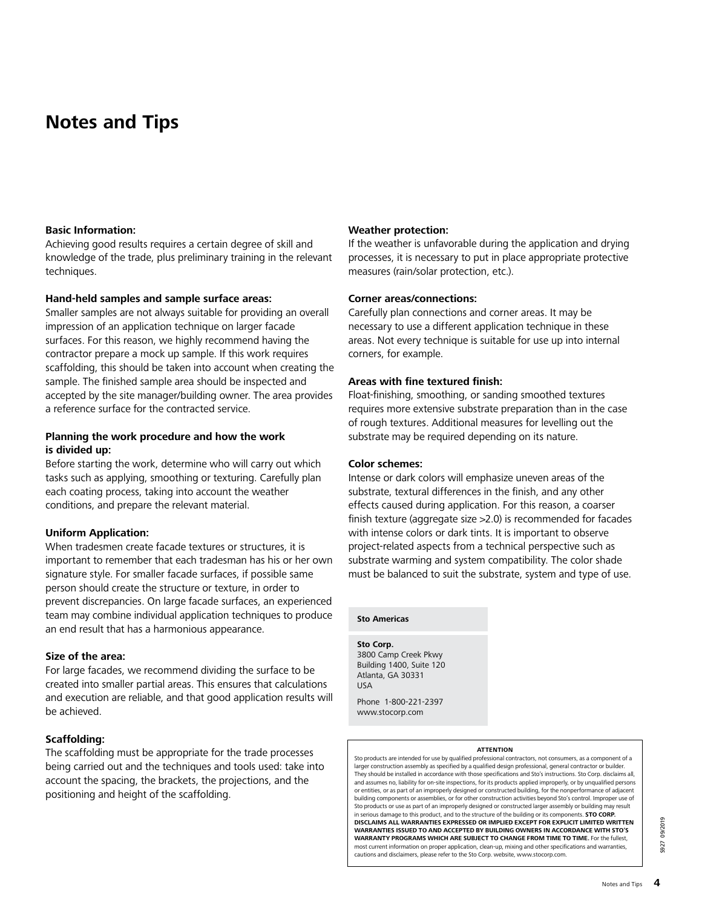# Notes and Tips

**Basic Information:**
Achieving good results requires a certain degree of skill and knowledge of the trade, plus preliminary training in the relevant techniques.

**Hand-held samples and sample surface areas:**
Smaller samples are not always suitable for providing an overall impression of an application technique on larger facade surfaces. For this reason, we highly recommend having the contractor prepare a mock up sample. If this work requires scaffolding, this should be taken into account when creating the sample. The finished sample area should be inspected and accepted by the site manager/building owner. The area provides a reference surface for the contracted service.

**Planning the work procedure and how the work is divided up:**
Before starting the work, determine who will carry out which tasks such as applying, smoothing or texturing. Carefully plan each coating process, taking into account the weather conditions, and prepare the relevant material.

**Uniform Application:**
When tradesmen create facade textures or structures, it is important to remember that each tradesman has his or her own signature style. For smaller facade surfaces, if possible same person should create the structure or texture, in order to prevent discrepancies. On large facade surfaces, an experienced team may combine individual application techniques to produce an end result that has a harmonious appearance.

**Size of the area:**
For large facades, we recommend dividing the surface to be created into smaller partial areas. This ensures that calculations and execution are reliable, and that good application results will be achieved.

**Scaffolding:**
The scaffolding must be appropriate for the trade processes being carried out and the techniques and tools used: take into account the spacing, the brackets, the projections, and the positioning and height of the scaffolding.

**Weather protection:**
If the weather is unfavorable during the application and drying processes, it is necessary to put in place appropriate protective measures (rain/solar protection, etc.).

**Corner areas/connections:**
Carefully plan connections and corner areas. It may be necessary to use a different application technique in these areas. Not every technique is suitable for use up into internal corners, for example.

**Areas with fine textured finish:**
Float-finishing, smoothing, or sanding smoothed textures requires more extensive substrate preparation than in the case of rough textures. Additional measures for levelling out the substrate may be required depending on its nature.

**Color schemes:**
Intense or dark colors will emphasize uneven areas of the substrate, textural differences in the finish, and any other effects caused during application. For this reason, a coarser finish texture (aggregate size >2.0) is recommended for facades with intense colors or dark tints. It is important to observe project-related aspects from a technical perspective such as substrate warming and system compatibility. The color shade must be balanced to suit the substrate, system and type of use.

**Sto Americas**

**Sto Corp.**
3800 Camp Creek Pkwy
Building 1400, Suite 120
Atlanta, GA 30331
USA

Phone 1-800-221-2397
www.stocorp.com

**ATTENTION**

Sto products are intended for use by qualified professional contractors, not consumers, as a component of a larger construction assembly as specified by a qualified design professional, general contractor or builder. They should be installed in accordance with those specifications and Sto's instructions. Sto Corp. disclaims all, and assumes no, liability for on-site inspections, for its products applied improperly, or by unqualified persons or entities, or as part of an improperly designed or constructed building, for the nonperformance of adjacent building components or assemblies, or for other construction activities beyond Sto's control. Improper use of Sto products or use as part of an improperly designed or constructed larger assembly or building may result in serious damage to this product, and to the structure of the building or its components. **STO CORP. DISCLAIMS ALL WARRANTIES EXPRESSED OR IMPLIED EXCEPT FOR EXPLICIT LIMITED WRITTEN WARRANTIES ISSUED TO AND ACCEPTED BY BUILDING OWNERS IN ACCORDANCE WITH STO'S WARRANTY PROGRAMS WHICH ARE SUBJECT TO CHANGE FROM TIME TO TIME.** For the fullest, most current information on proper application, clean-up, mixing and other specifications and warranties, cautions and disclaimers, please refer to the Sto Corp. website, www.stocorp.com.

S927 09/2019